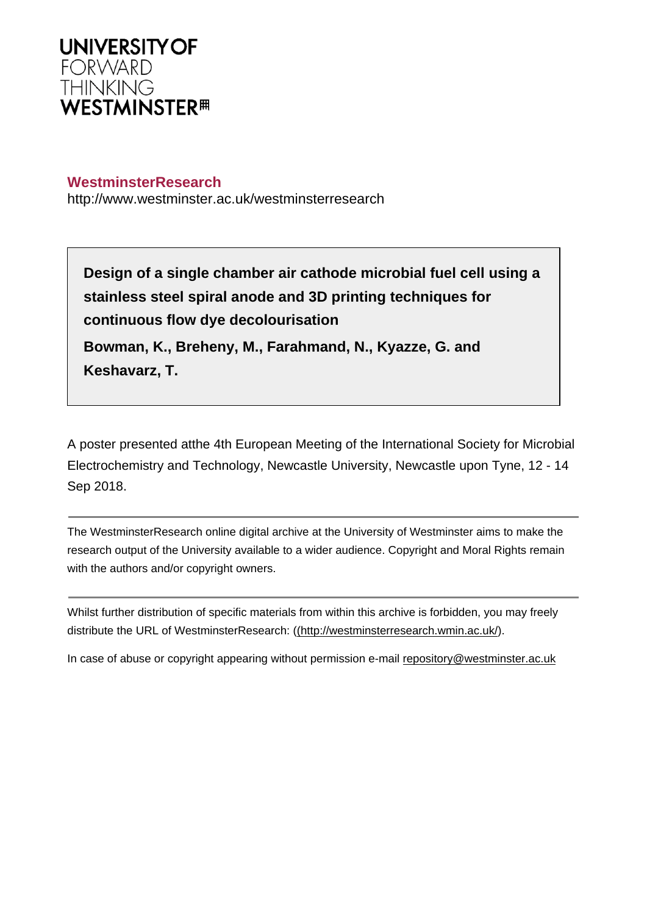**UNIVERSITY OF FORWARD THINKING WESTMINSTER**

**WestminsterResearch**

http://www.westminster.ac.uk/westminsterresearch

**Design of a single chamber air cathode microbial fuel cell using a stainless steel spiral anode and 3D printing techniques for continuous flow dye decolourisation**

**Bowman, K., Breheny, M., Farahmand, N., Kyazze, G. and Keshavarz, T.**

A poster presented atthe 4th European Meeting of the International Society for Microbial Electrochemistry and Technology, Newcastle University, Newcastle upon Tyne, 12 - 14 Sep 2018.

---

The WestminsterResearch online digital archive at the University of Westminster aims to make the research output of the University available to a wider audience. Copyright and Moral Rights remain with the authors and/or copyright owners.

---

Whilst further distribution of specific materials from within this archive is forbidden, you may freely distribute the URL of WestminsterResearch: ((http://westminsterresearch.wmin.ac.uk/).

In case of abuse or copyright appearing without permission e-mail repository@westminster.ac.uk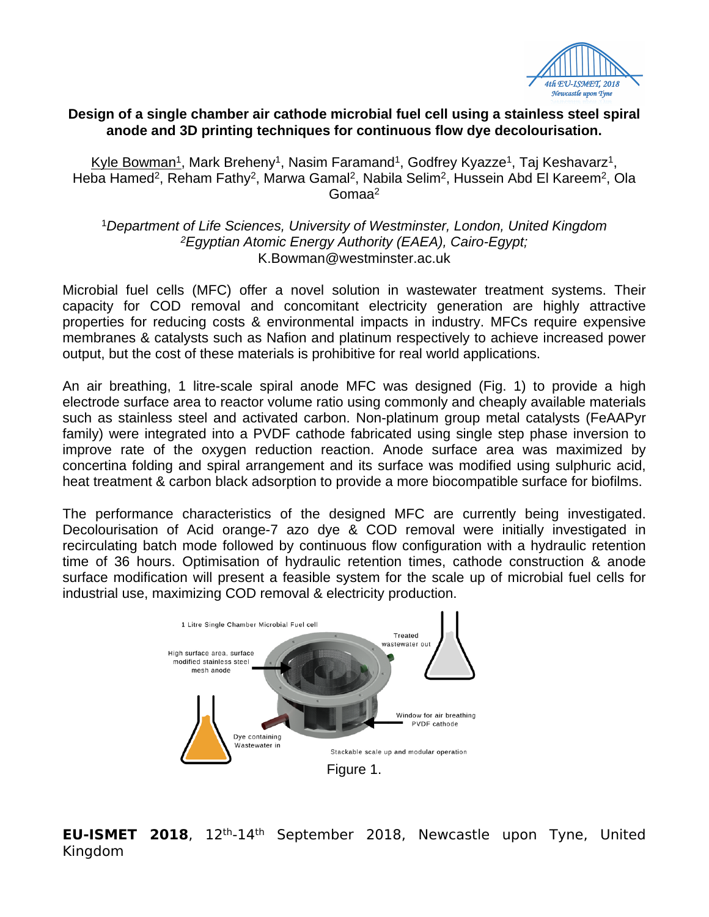**Design of a single chamber air cathode microbial fuel cell using a stainless steel spiral anode and 3D printing techniques for continuous flow dye decolourisation.**

Kyle Bowman[1], Mark Breheny[1], Nasim Faramand[1], Godfrey Kyazze[1], Taj Keshavarz[1], Heba Hamed[2], Reham Fathy[2], Marwa Gamal[2], Nabila Selim[2], Hussein Abd El Kareem[2], Ola Gomaa[2]

[1]*Department of Life Sciences, University of Westminster, London, United Kingdom*
[2]*Egyptian Atomic Energy Authority (EAEA), Cairo-Egypt;*
K.Bowman@westminster.ac.uk

Microbial fuel cells (MFC) offer a novel solution in wastewater treatment systems. Their capacity for COD removal and concomitant electricity generation are highly attractive properties for reducing costs & environmental impacts in industry. MFCs require expensive membranes & catalysts such as Nafion and platinum respectively to achieve increased power output, but the cost of these materials is prohibitive for real world applications.

An air breathing, 1 litre-scale spiral anode MFC was designed (Fig. 1) to provide a high electrode surface area to reactor volume ratio using commonly and cheaply available materials such as stainless steel and activated carbon. Non-platinum group metal catalysts (FeAAPyr family) were integrated into a PVDF cathode fabricated using single step phase inversion to improve rate of the oxygen reduction reaction. Anode surface area was maximized by concertina folding and spiral arrangement and its surface was modified using sulphuric acid, heat treatment & carbon black adsorption to provide a more biocompatible surface for biofilms.

The performance characteristics of the designed MFC are currently being investigated. Decolourisation of Acid orange-7 azo dye & COD removal were initially investigated in recirculating batch mode followed by continuous flow configuration with a hydraulic retention time of 36 hours. Optimisation of hydraulic retention times, cathode construction & anode surface modification will present a feasible system for the scale up of microbial fuel cells for industrial use, maximizing COD removal & electricity production.

1 Litre Single Chamber Microbial Fuel cell

High surface area, surface modified stainless steel mesh anode

Treated wastewater out

Window for air breathing PVDF cathode

Dye containing Wastewater in

Stackable scale up and modular operation

Figure 1.